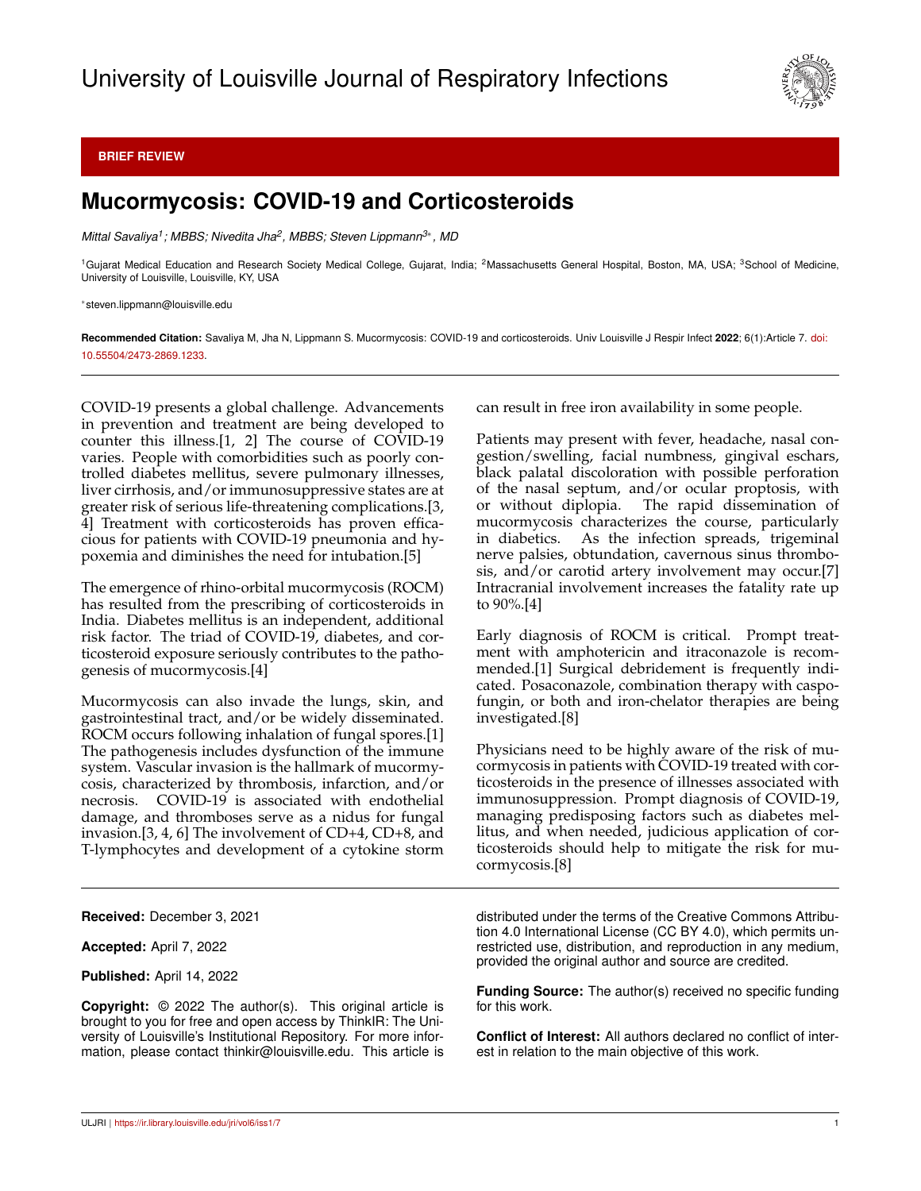University of Louisville Journal of Respiratory Infections

**BRIEF REVIEW**

# Mucormycosis: COVID-19 and Corticosteroids

*Mittal Savaliya[1]; MBBS; Nivedita Jha[2], MBBS; Steven Lippmann[3*], MD*

[1]Gujarat Medical Education and Research Society Medical College, Gujarat, India; [2]Massachusetts General Hospital, Boston, MA, USA; [3]School of Medicine, University of Louisville, Louisville, KY, USA

*steven.lippmann@louisville.edu

**Recommended Citation:** Savaliya M, Jha N, Lippmann S. Mucormycosis: COVID-19 and corticosteroids. Univ Louisville J Respir Infect **2022**; 6(1):Article 7. doi: 10.55504/2473-2869.1233.

---

COVID-19 presents a global challenge. Advancements in prevention and treatment are being developed to counter this illness.[1, 2] The course of COVID-19 varies. People with comorbidities such as poorly controlled diabetes mellitus, severe pulmonary illnesses, liver cirrhosis, and/or immunosuppressive states are at greater risk of serious life-threatening complications.[3, 4] Treatment with corticosteroids has proven efficacious for patients with COVID-19 pneumonia and hypoxemia and diminishes the need for intubation.[5]

The emergence of rhino-orbital mucormycosis (ROCM) has resulted from the prescribing of corticosteroids in India. Diabetes mellitus is an independent, additional risk factor. The triad of COVID-19, diabetes, and corticosteroid exposure seriously contributes to the pathogenesis of mucormycosis.[4]

Mucormycosis can also invade the lungs, skin, and gastrointestinal tract, and/or be widely disseminated. ROCM occurs following inhalation of fungal spores.[1] The pathogenesis includes dysfunction of the immune system. Vascular invasion is the hallmark of mucormycosis, characterized by thrombosis, infarction, and/or necrosis. COVID-19 is associated with endothelial damage, and thromboses serve as a nidus for fungal invasion.[3, 4, 6] The involvement of CD+4, CD+8, and T-lymphocytes and development of a cytokine storm can result in free iron availability in some people.

Patients may present with fever, headache, nasal congestion/swelling, facial numbness, gingival eschars, black palatal discoloration with possible perforation of the nasal septum, and/or ocular proptosis, with or without diplopia. The rapid dissemination of mucormycosis characterizes the course, particularly in diabetics. As the infection spreads, trigeminal nerve palsies, obtundation, cavernous sinus thrombosis, and/or carotid artery involvement may occur.[7] Intracranial involvement increases the fatality rate up to 90%.[4]

Early diagnosis of ROCM is critical. Prompt treatment with amphotericin and itraconazole is recommended.[1] Surgical debridement is frequently indicated. Posaconazole, combination therapy with caspofungin, or both and iron-chelator therapies are being investigated.[8]

Physicians need to be highly aware of the risk of mucormycosis in patients with COVID-19 treated with corticosteroids in the presence of illnesses associated with immunosuppression. Prompt diagnosis of COVID-19, managing predisposing factors such as diabetes mellitus, and when needed, judicious application of corticosteroids should help to mitigate the risk for mucormycosis.[8]

---

**Received:** December 3, 2021

**Accepted:** April 7, 2022

**Published:** April 14, 2022

**Copyright:** © 2022 The author(s). This original article is brought to you for free and open access by ThinkIR: The University of Louisville's Institutional Repository. For more information, please contact thinkir@louisville.edu. This article is distributed under the terms of the Creative Commons Attribution 4.0 International License (CC BY 4.0), which permits unrestricted use, distribution, and reproduction in any medium, provided the original author and source are credited.

**Funding Source:** The author(s) received no specific funding for this work.

**Conflict of Interest:** All authors declared no conflict of interest in relation to the main objective of this work.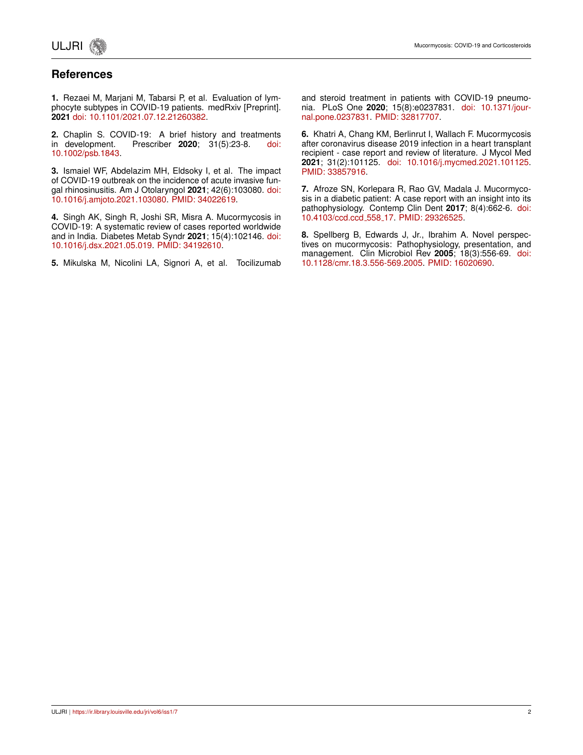## References

**1.** Rezaei M, Marjani M, Tabarsi P, et al. Evaluation of lymphocyte subtypes in COVID-19 patients. medRxiv [Preprint]. **2021** doi: 10.1101/2021.07.12.21260382.

**2.** Chaplin S. COVID-19: A brief history and treatments in development. Prescriber **2020**; 31(5):23-8. doi: 10.1002/psb.1843.

**3.** Ismaiel WF, Abdelazim MH, Eldsoky I, et al. The impact of COVID-19 outbreak on the incidence of acute invasive fungal rhinosinusitis. Am J Otolaryngol **2021**; 42(6):103080. doi: 10.1016/j.amjoto.2021.103080. PMID: 34022619.

**4.** Singh AK, Singh R, Joshi SR, Misra A. Mucormycosis in COVID-19: A systematic review of cases reported worldwide and in India. Diabetes Metab Syndr **2021**; 15(4):102146. doi: 10.1016/j.dsx.2021.05.019. PMID: 34192610.

**5.** Mikulska M, Nicolini LA, Signori A, et al. Tocilizumab and steroid treatment in patients with COVID-19 pneumonia. PLoS One **2020**; 15(8):e0237831. doi: 10.1371/journal.pone.0237831. PMID: 32817707.

**6.** Khatri A, Chang KM, Berlinrut I, Wallach F. Mucormycosis after coronavirus disease 2019 infection in a heart transplant recipient - case report and review of literature. J Mycol Med **2021**; 31(2):101125. doi: 10.1016/j.mycmed.2021.101125. PMID: 33857916.

**7.** Afroze SN, Korlepara R, Rao GV, Madala J. Mucormycosis in a diabetic patient: A case report with an insight into its pathophysiology. Contemp Clin Dent **2017**; 8(4):662-6. doi: 10.4103/ccd.ccd_558_17. PMID: 29326525.

**8.** Spellberg B, Edwards J, Jr., Ibrahim A. Novel perspectives on mucormycosis: Pathophysiology, presentation, and management. Clin Microbiol Rev **2005**; 18(3):556-69. doi: 10.1128/cmr.18.3.556-569.2005. PMID: 16020690.